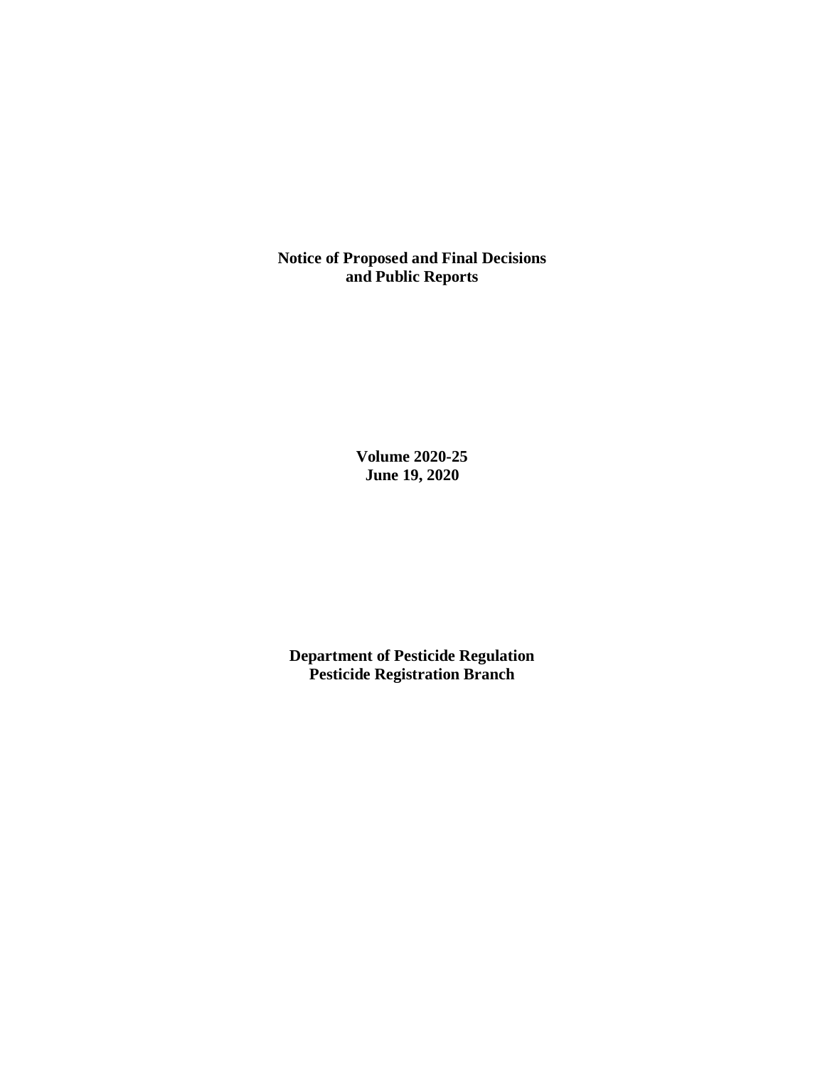# Notice of Proposed and Final Decisions and Public Reports

**Volume 2020-25**
**June 19, 2020**

**Department of Pesticide Regulation**
**Pesticide Registration Branch**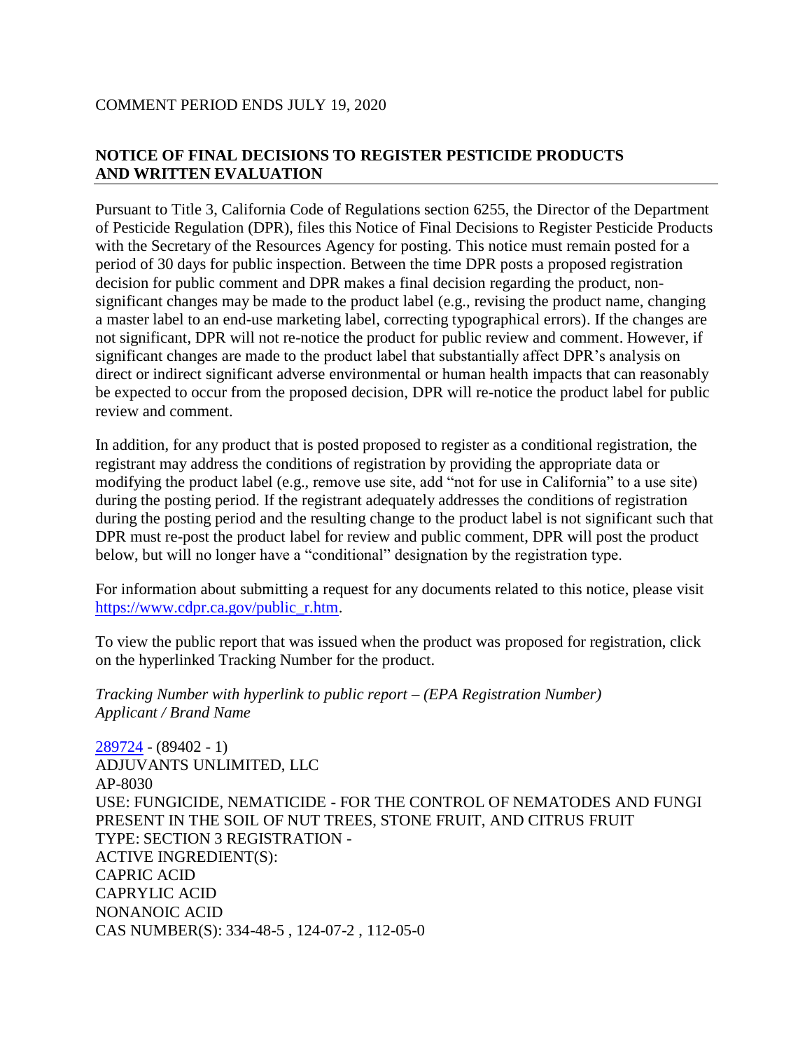COMMENT PERIOD ENDS JULY 19, 2020

## NOTICE OF FINAL DECISIONS TO REGISTER PESTICIDE PRODUCTS AND WRITTEN EVALUATION

Pursuant to Title 3, California Code of Regulations section 6255, the Director of the Department of Pesticide Regulation (DPR), files this Notice of Final Decisions to Register Pesticide Products with the Secretary of the Resources Agency for posting. This notice must remain posted for a period of 30 days for public inspection. Between the time DPR posts a proposed registration decision for public comment and DPR makes a final decision regarding the product, non-significant changes may be made to the product label (e.g., revising the product name, changing a master label to an end-use marketing label, correcting typographical errors). If the changes are not significant, DPR will not re-notice the product for public review and comment. However, if significant changes are made to the product label that substantially affect DPR's analysis on direct or indirect significant adverse environmental or human health impacts that can reasonably be expected to occur from the proposed decision, DPR will re-notice the product label for public review and comment.

In addition, for any product that is posted proposed to register as a conditional registration, the registrant may address the conditions of registration by providing the appropriate data or modifying the product label (e.g., remove use site, add "not for use in California" to a use site) during the posting period. If the registrant adequately addresses the conditions of registration during the posting period and the resulting change to the product label is not significant such that DPR must re-post the product label for review and public comment, DPR will post the product below, but will no longer have a "conditional" designation by the registration type.

For information about submitting a request for any documents related to this notice, please visit https://www.cdpr.ca.gov/public_r.htm.

To view the public report that was issued when the product was proposed for registration, click on the hyperlinked Tracking Number for the product.

*Tracking Number with hyperlink to public report – (EPA Registration Number)*
*Applicant / Brand Name*

289724 - (89402 - 1)
ADJUVANTS UNLIMITED, LLC
AP-8030
USE: FUNGICIDE, NEMATICIDE - FOR THE CONTROL OF NEMATODES AND FUNGI PRESENT IN THE SOIL OF NUT TREES, STONE FRUIT, AND CITRUS FRUIT
TYPE: SECTION 3 REGISTRATION -
ACTIVE INGREDIENT(S):
CAPRIC ACID
CAPRYLIC ACID
NONANOIC ACID
CAS NUMBER(S): 334-48-5 , 124-07-2 , 112-05-0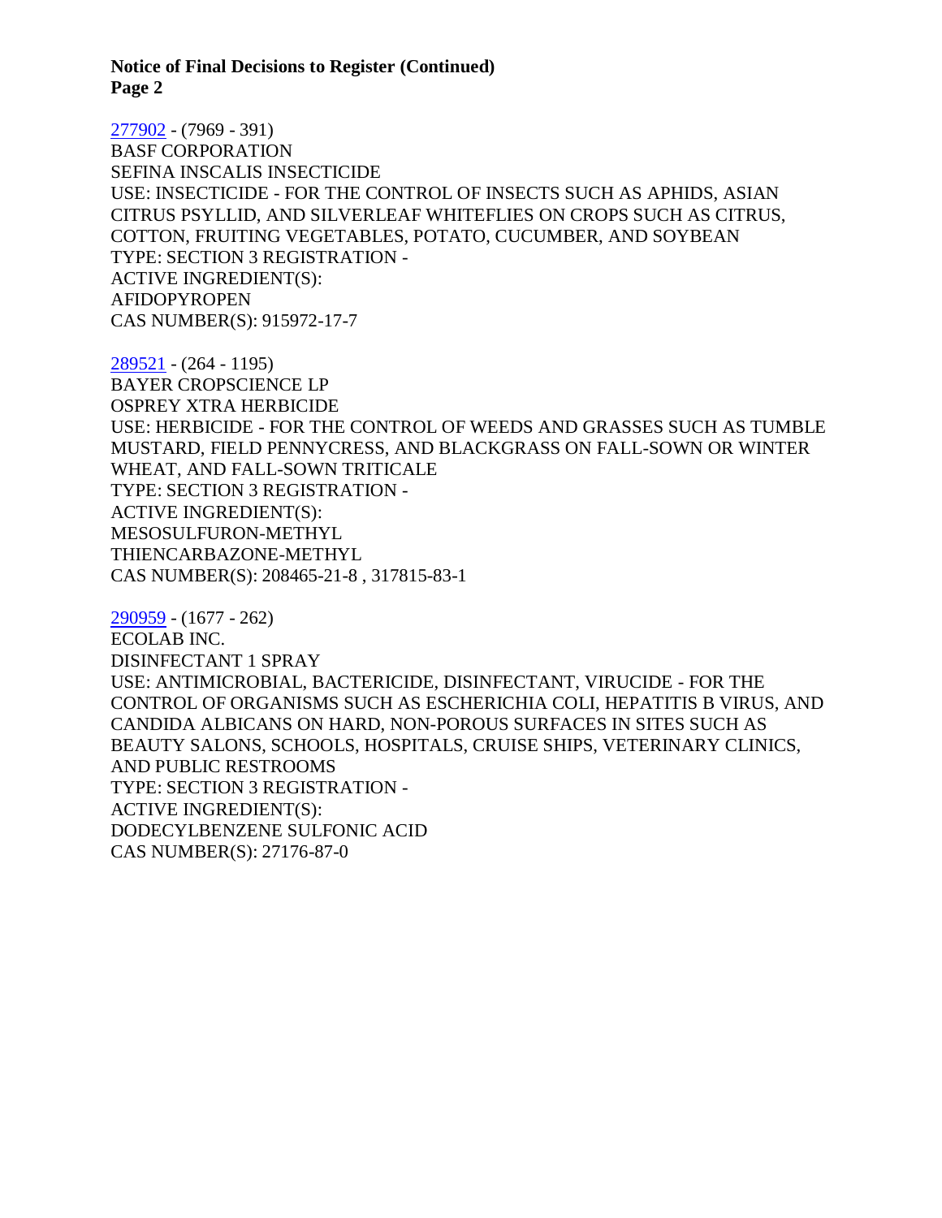277902 - (7969 - 391)
BASF CORPORATION
SEFINA INSCALIS INSECTICIDE
USE: INSECTICIDE - FOR THE CONTROL OF INSECTS SUCH AS APHIDS, ASIAN CITRUS PSYLLID, AND SILVERLEAF WHITEFLIES ON CROPS SUCH AS CITRUS, COTTON, FRUITING VEGETABLES, POTATO, CUCUMBER, AND SOYBEAN
TYPE: SECTION 3 REGISTRATION -
ACTIVE INGREDIENT(S):
AFIDOPYROPEN
CAS NUMBER(S): 915972-17-7

289521 - (264 - 1195)
BAYER CROPSCIENCE LP
OSPREY XTRA HERBICIDE
USE: HERBICIDE - FOR THE CONTROL OF WEEDS AND GRASSES SUCH AS TUMBLE MUSTARD, FIELD PENNYCRESS, AND BLACKGRASS ON FALL-SOWN OR WINTER WHEAT, AND FALL-SOWN TRITICALE
TYPE: SECTION 3 REGISTRATION -
ACTIVE INGREDIENT(S):
MESOSULFURON-METHYL
THIENCARBAZONE-METHYL
CAS NUMBER(S): 208465-21-8 , 317815-83-1

290959 - (1677 - 262)
ECOLAB INC.
DISINFECTANT 1 SPRAY
USE: ANTIMICROBIAL, BACTERICIDE, DISINFECTANT, VIRUCIDE - FOR THE CONTROL OF ORGANISMS SUCH AS ESCHERICHIA COLI, HEPATITIS B VIRUS, AND CANDIDA ALBICANS ON HARD, NON-POROUS SURFACES IN SITES SUCH AS BEAUTY SALONS, SCHOOLS, HOSPITALS, CRUISE SHIPS, VETERINARY CLINICS, AND PUBLIC RESTROOMS
TYPE: SECTION 3 REGISTRATION -
ACTIVE INGREDIENT(S):
DODECYLBENZENE SULFONIC ACID
CAS NUMBER(S): 27176-87-0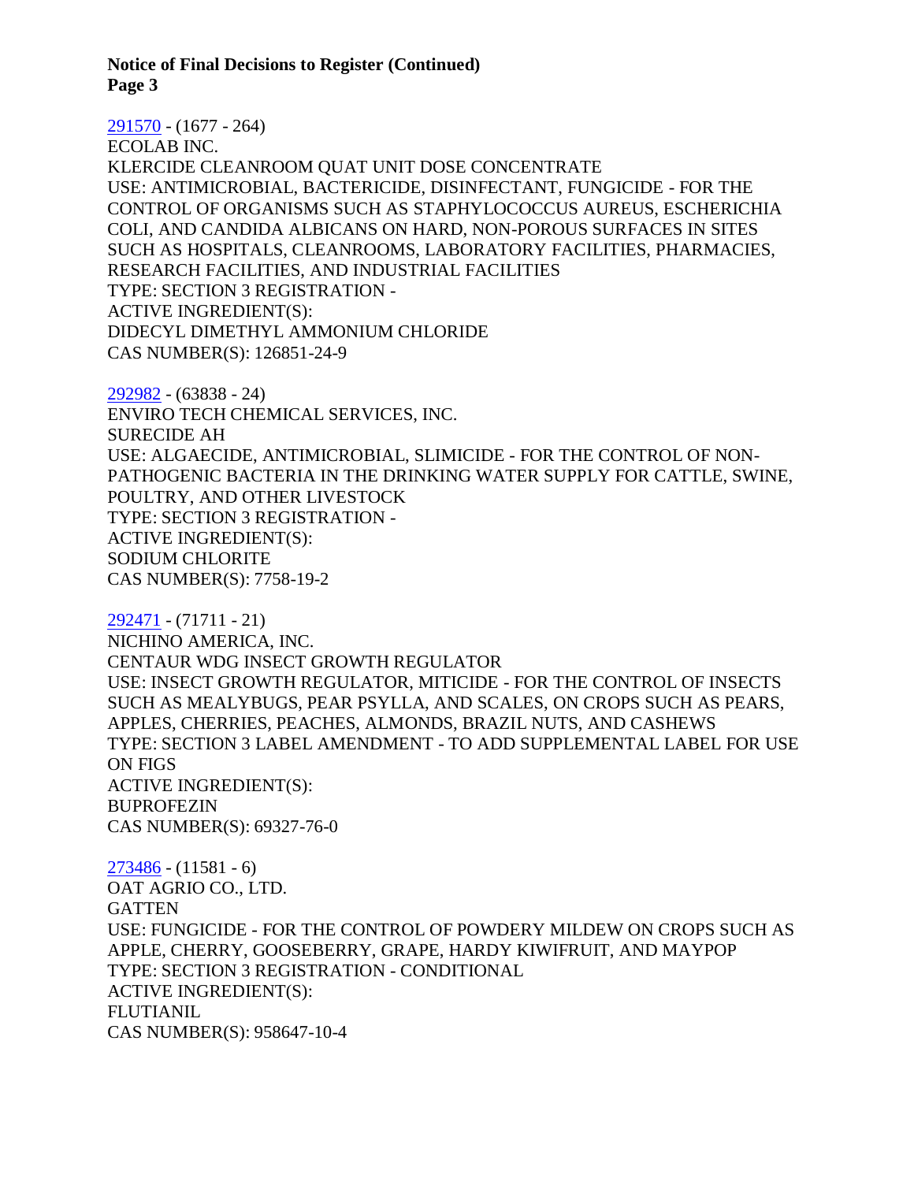291570 - (1677 - 264)
ECOLAB INC.
KLERCIDE CLEANROOM QUAT UNIT DOSE CONCENTRATE
USE: ANTIMICROBIAL, BACTERICIDE, DISINFECTANT, FUNGICIDE - FOR THE CONTROL OF ORGANISMS SUCH AS STAPHYLOCOCCUS AUREUS, ESCHERICHIA COLI, AND CANDIDA ALBICANS ON HARD, NON-POROUS SURFACES IN SITES SUCH AS HOSPITALS, CLEANROOMS, LABORATORY FACILITIES, PHARMACIES, RESEARCH FACILITIES, AND INDUSTRIAL FACILITIES
TYPE: SECTION 3 REGISTRATION -
ACTIVE INGREDIENT(S):
DIDECYL DIMETHYL AMMONIUM CHLORIDE
CAS NUMBER(S): 126851-24-9

292982 - (63838 - 24)
ENVIRO TECH CHEMICAL SERVICES, INC.
SURECIDE AH
USE: ALGAECIDE, ANTIMICROBIAL, SLIMICIDE - FOR THE CONTROL OF NON-PATHOGENIC BACTERIA IN THE DRINKING WATER SUPPLY FOR CATTLE, SWINE, POULTRY, AND OTHER LIVESTOCK
TYPE: SECTION 3 REGISTRATION -
ACTIVE INGREDIENT(S):
SODIUM CHLORITE
CAS NUMBER(S): 7758-19-2

292471 - (71711 - 21)
NICHINO AMERICA, INC.
CENTAUR WDG INSECT GROWTH REGULATOR
USE: INSECT GROWTH REGULATOR, MITICIDE - FOR THE CONTROL OF INSECTS SUCH AS MEALYBUGS, PEAR PSYLLA, AND SCALES, ON CROPS SUCH AS PEARS, APPLES, CHERRIES, PEACHES, ALMONDS, BRAZIL NUTS, AND CASHEWS
TYPE: SECTION 3 LABEL AMENDMENT - TO ADD SUPPLEMENTAL LABEL FOR USE ON FIGS
ACTIVE INGREDIENT(S):
BUPROFEZIN
CAS NUMBER(S): 69327-76-0

273486 - (11581 - 6)
OAT AGRIO CO., LTD.
GATTEN
USE: FUNGICIDE - FOR THE CONTROL OF POWDERY MILDEW ON CROPS SUCH AS APPLE, CHERRY, GOOSEBERRY, GRAPE, HARDY KIWIFRUIT, AND MAYPOP
TYPE: SECTION 3 REGISTRATION - CONDITIONAL
ACTIVE INGREDIENT(S):
FLUTIANIL
CAS NUMBER(S): 958647-10-4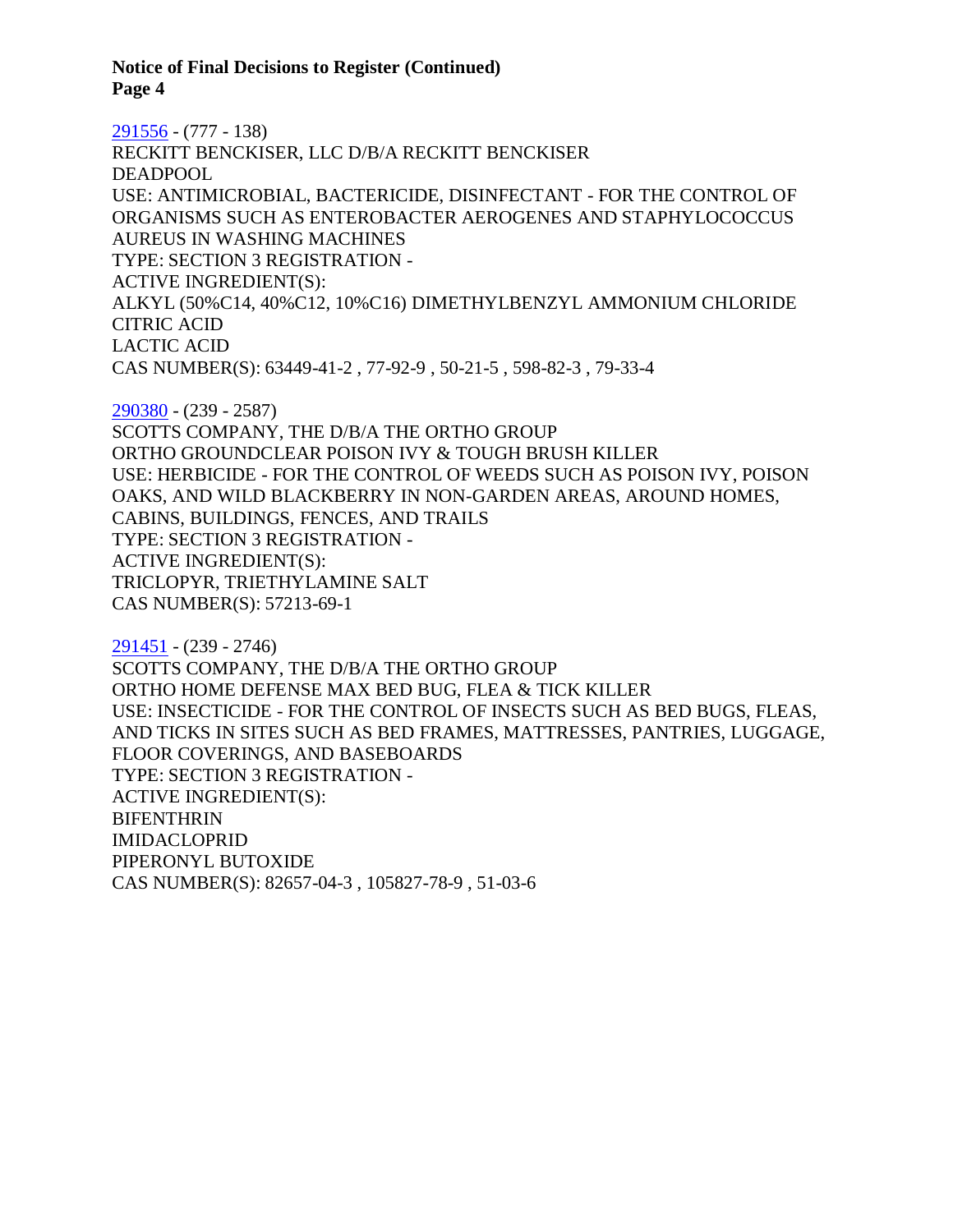**Notice of Final Decisions to Register (Continued)**
**Page 4**

291556 - (777 - 138)
RECKITT BENCKISER, LLC D/B/A RECKITT BENCKISER
DEADPOOL
USE: ANTIMICROBIAL, BACTERICIDE, DISINFECTANT - FOR THE CONTROL OF ORGANISMS SUCH AS ENTEROBACTER AEROGENES AND STAPHYLOCOCCUS AUREUS IN WASHING MACHINES
TYPE: SECTION 3 REGISTRATION -
ACTIVE INGREDIENT(S):
ALKYL (50%C14, 40%C12, 10%C16) DIMETHYLBENZYL AMMONIUM CHLORIDE
CITRIC ACID
LACTIC ACID
CAS NUMBER(S): 63449-41-2 , 77-92-9 , 50-21-5 , 598-82-3 , 79-33-4

290380 - (239 - 2587)
SCOTTS COMPANY, THE D/B/A THE ORTHO GROUP
ORTHO GROUNDCLEAR POISON IVY & TOUGH BRUSH KILLER
USE: HERBICIDE - FOR THE CONTROL OF WEEDS SUCH AS POISON IVY, POISON OAKS, AND WILD BLACKBERRY IN NON-GARDEN AREAS, AROUND HOMES, CABINS, BUILDINGS, FENCES, AND TRAILS
TYPE: SECTION 3 REGISTRATION -
ACTIVE INGREDIENT(S):
TRICLOPYR, TRIETHYLAMINE SALT
CAS NUMBER(S): 57213-69-1

291451 - (239 - 2746)
SCOTTS COMPANY, THE D/B/A THE ORTHO GROUP
ORTHO HOME DEFENSE MAX BED BUG, FLEA & TICK KILLER
USE: INSECTICIDE - FOR THE CONTROL OF INSECTS SUCH AS BED BUGS, FLEAS, AND TICKS IN SITES SUCH AS BED FRAMES, MATTRESSES, PANTRIES, LUGGAGE, FLOOR COVERINGS, AND BASEBOARDS
TYPE: SECTION 3 REGISTRATION -
ACTIVE INGREDIENT(S):
BIFENTHRIN
IMIDACLOPRID
PIPERONYL BUTOXIDE
CAS NUMBER(S): 82657-04-3 , 105827-78-9 , 51-03-6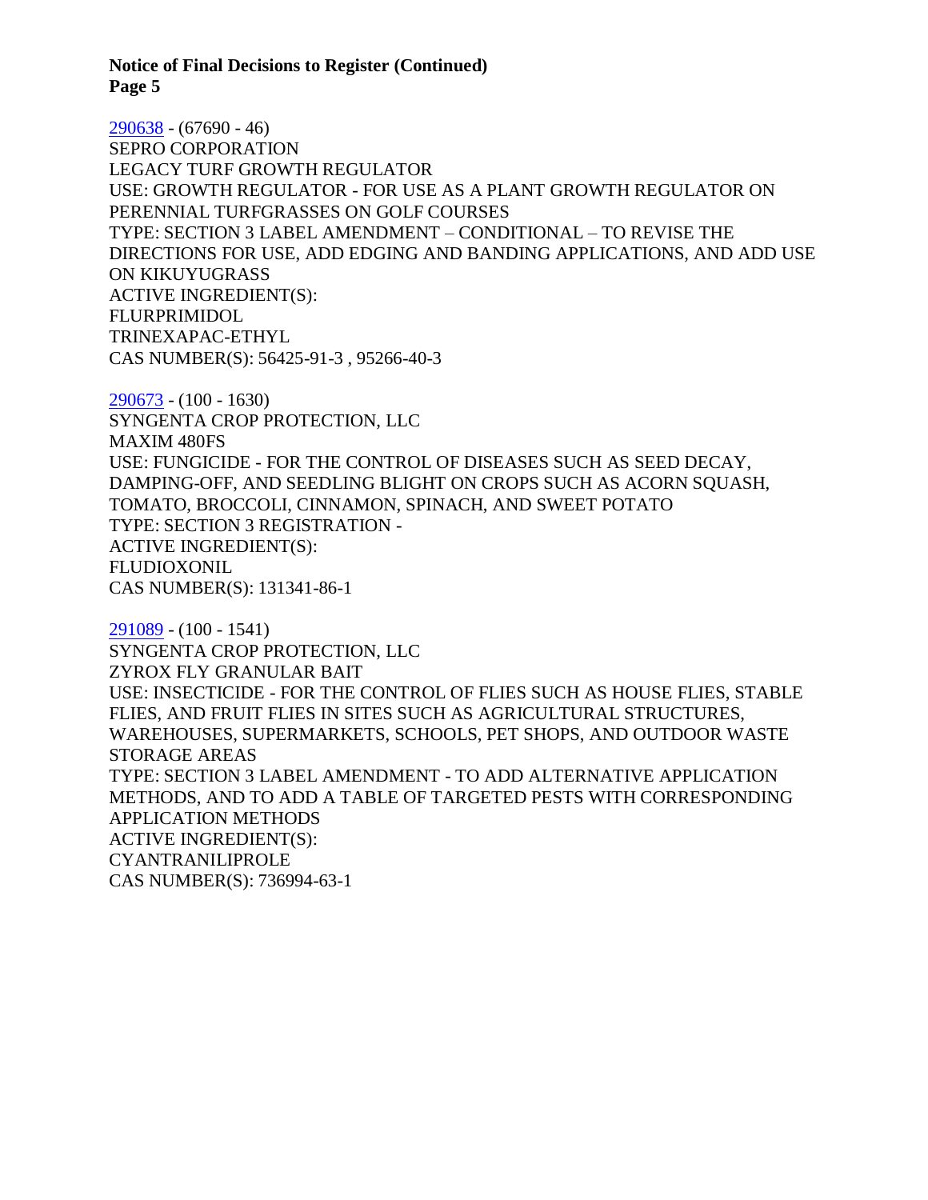[290638](290638) - (67690 - 46)
SEPRO CORPORATION
LEGACY TURF GROWTH REGULATOR
USE: GROWTH REGULATOR - FOR USE AS A PLANT GROWTH REGULATOR ON PERENNIAL TURFGRASSES ON GOLF COURSES
TYPE: SECTION 3 LABEL AMENDMENT – CONDITIONAL – TO REVISE THE DIRECTIONS FOR USE, ADD EDGING AND BANDING APPLICATIONS, AND ADD USE ON KIKUYUGRASS
ACTIVE INGREDIENT(S):
FLURPRIMIDOL
TRINEXAPAC-ETHYL
CAS NUMBER(S): 56425-91-3 , 95266-40-3

[290673](290673) - (100 - 1630)
SYNGENTA CROP PROTECTION, LLC
MAXIM 480FS
USE: FUNGICIDE - FOR THE CONTROL OF DISEASES SUCH AS SEED DECAY, DAMPING-OFF, AND SEEDLING BLIGHT ON CROPS SUCH AS ACORN SQUASH, TOMATO, BROCCOLI, CINNAMON, SPINACH, AND SWEET POTATO
TYPE: SECTION 3 REGISTRATION -
ACTIVE INGREDIENT(S):
FLUDIOXONIL
CAS NUMBER(S): 131341-86-1

[291089](291089) - (100 - 1541)
SYNGENTA CROP PROTECTION, LLC
ZYROX FLY GRANULAR BAIT
USE: INSECTICIDE - FOR THE CONTROL OF FLIES SUCH AS HOUSE FLIES, STABLE FLIES, AND FRUIT FLIES IN SITES SUCH AS AGRICULTURAL STRUCTURES, WAREHOUSES, SUPERMARKETS, SCHOOLS, PET SHOPS, AND OUTDOOR WASTE STORAGE AREAS
TYPE: SECTION 3 LABEL AMENDMENT - TO ADD ALTERNATIVE APPLICATION METHODS, AND TO ADD A TABLE OF TARGETED PESTS WITH CORRESPONDING APPLICATION METHODS
ACTIVE INGREDIENT(S):
CYANTRANILIPROLE
CAS NUMBER(S): 736994-63-1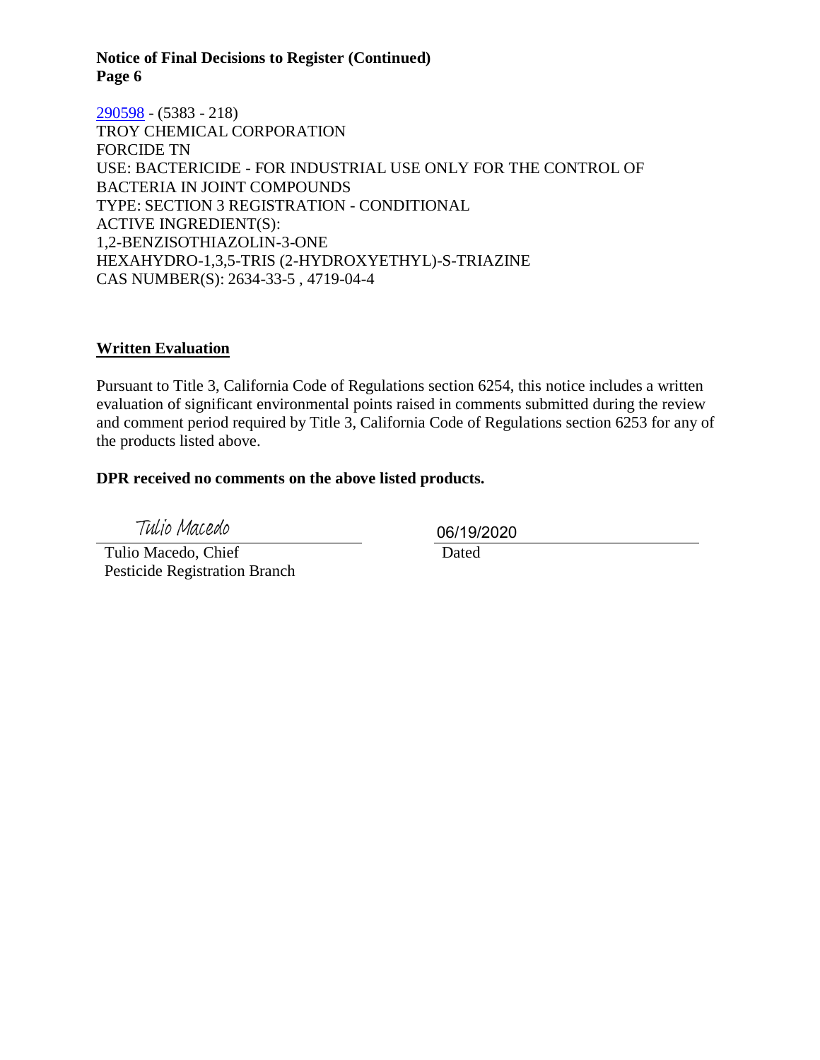[290598](290598) - (5383 - 218)
TROY CHEMICAL CORPORATION
FORCIDE TN
USE: BACTERICIDE - FOR INDUSTRIAL USE ONLY FOR THE CONTROL OF BACTERIA IN JOINT COMPOUNDS
TYPE: SECTION 3 REGISTRATION - CONDITIONAL
ACTIVE INGREDIENT(S):
1,2-BENZISOTHIAZOLIN-3-ONE
HEXAHYDRO-1,3,5-TRIS (2-HYDROXYETHYL)-S-TRIAZINE
CAS NUMBER(S): 2634-33-5 , 4719-04-4

## Written Evaluation

Pursuant to Title 3, California Code of Regulations section 6254, this notice includes a written evaluation of significant environmental points raised in comments submitted during the review and comment period required by Title 3, California Code of Regulations section 6253 for any of the products listed above.

**DPR received no comments on the above listed products.**

Tulio Macedo
Tulio Macedo, Chief
Pesticide Registration Branch

06/19/2020
Dated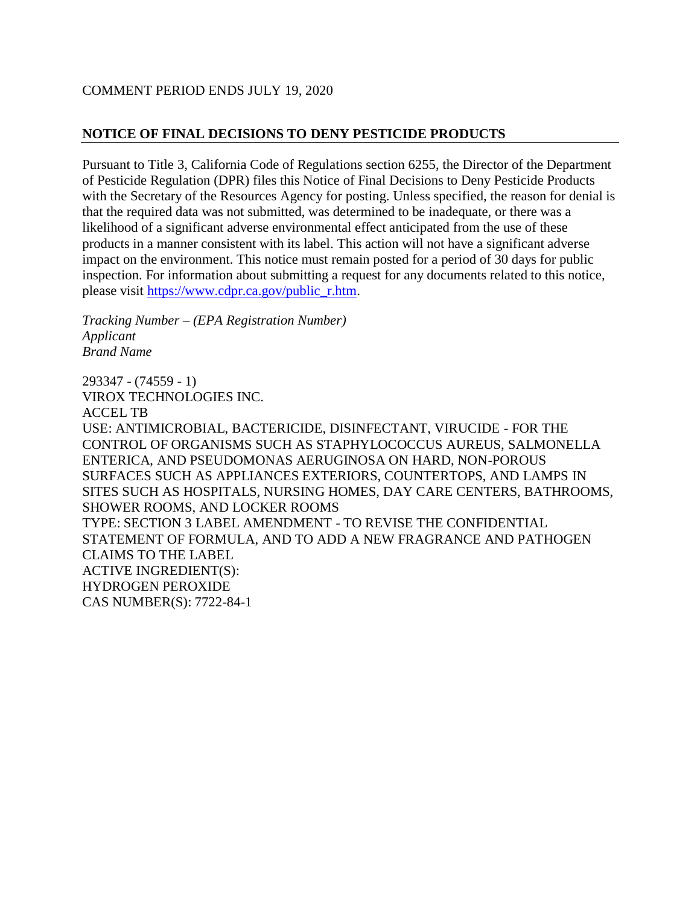COMMENT PERIOD ENDS JULY 19, 2020

## NOTICE OF FINAL DECISIONS TO DENY PESTICIDE PRODUCTS

Pursuant to Title 3, California Code of Regulations section 6255, the Director of the Department of Pesticide Regulation (DPR) files this Notice of Final Decisions to Deny Pesticide Products with the Secretary of the Resources Agency for posting. Unless specified, the reason for denial is that the required data was not submitted, was determined to be inadequate, or there was a likelihood of a significant adverse environmental effect anticipated from the use of these products in a manner consistent with its label. This action will not have a significant adverse impact on the environment. This notice must remain posted for a period of 30 days for public inspection. For information about submitting a request for any documents related to this notice, please visit [https://www.cdpr.ca.gov/public_r.htm](https://www.cdpr.ca.gov/public_r.htm).

*Tracking Number – (EPA Registration Number)*
*Applicant*
*Brand Name*

293347 - (74559 - 1)
VIROX TECHNOLOGIES INC.
ACCEL TB
USE: ANTIMICROBIAL, BACTERICIDE, DISINFECTANT, VIRUCIDE - FOR THE CONTROL OF ORGANISMS SUCH AS STAPHYLOCOCCUS AUREUS, SALMONELLA ENTERICA, AND PSEUDOMONAS AERUGINOSA ON HARD, NON-POROUS SURFACES SUCH AS APPLIANCES EXTERIORS, COUNTERTOPS, AND LAMPS IN SITES SUCH AS HOSPITALS, NURSING HOMES, DAY CARE CENTERS, BATHROOMS, SHOWER ROOMS, AND LOCKER ROOMS
TYPE: SECTION 3 LABEL AMENDMENT - TO REVISE THE CONFIDENTIAL STATEMENT OF FORMULA, AND TO ADD A NEW FRAGRANCE AND PATHOGEN CLAIMS TO THE LABEL
ACTIVE INGREDIENT(S):
HYDROGEN PEROXIDE
CAS NUMBER(S): 7722-84-1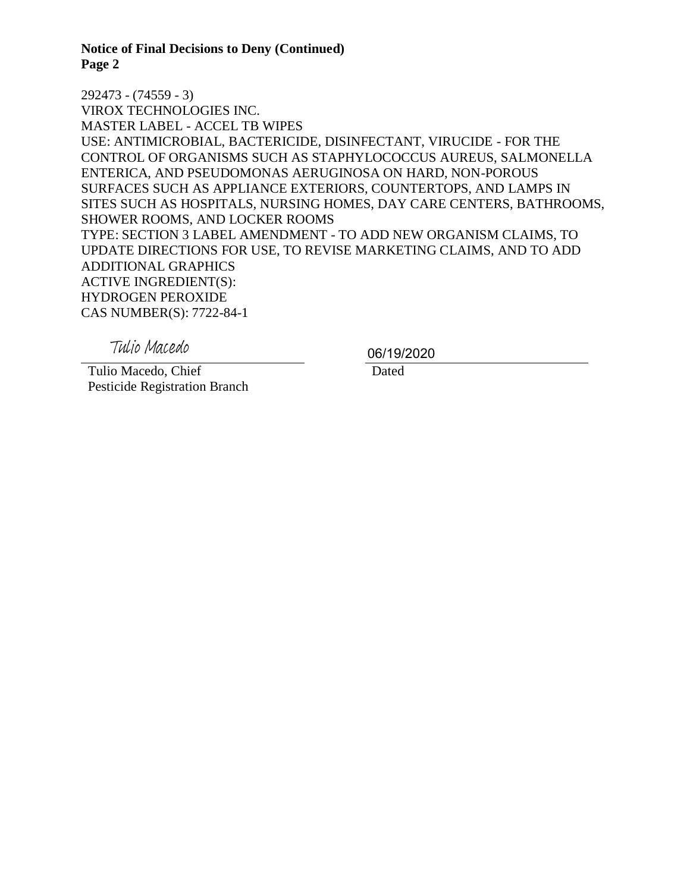**Notice of Final Decisions to Deny (Continued)**
**Page 2**

292473 - (74559 - 3)
VIROX TECHNOLOGIES INC.
MASTER LABEL - ACCEL TB WIPES
USE: ANTIMICROBIAL, BACTERICIDE, DISINFECTANT, VIRUCIDE - FOR THE CONTROL OF ORGANISMS SUCH AS STAPHYLOCOCCUS AUREUS, SALMONELLA ENTERICA, AND PSEUDOMONAS AERUGINOSA ON HARD, NON-POROUS SURFACES SUCH AS APPLIANCE EXTERIORS, COUNTERTOPS, AND LAMPS IN SITES SUCH AS HOSPITALS, NURSING HOMES, DAY CARE CENTERS, BATHROOMS, SHOWER ROOMS, AND LOCKER ROOMS
TYPE: SECTION 3 LABEL AMENDMENT - TO ADD NEW ORGANISM CLAIMS, TO UPDATE DIRECTIONS FOR USE, TO REVISE MARKETING CLAIMS, AND TO ADD ADDITIONAL GRAPHICS
ACTIVE INGREDIENT(S):
HYDROGEN PEROXIDE
CAS NUMBER(S): 7722-84-1

Tulio Macedo

Tulio Macedo, Chief
Pesticide Registration Branch

06/19/2020

Dated